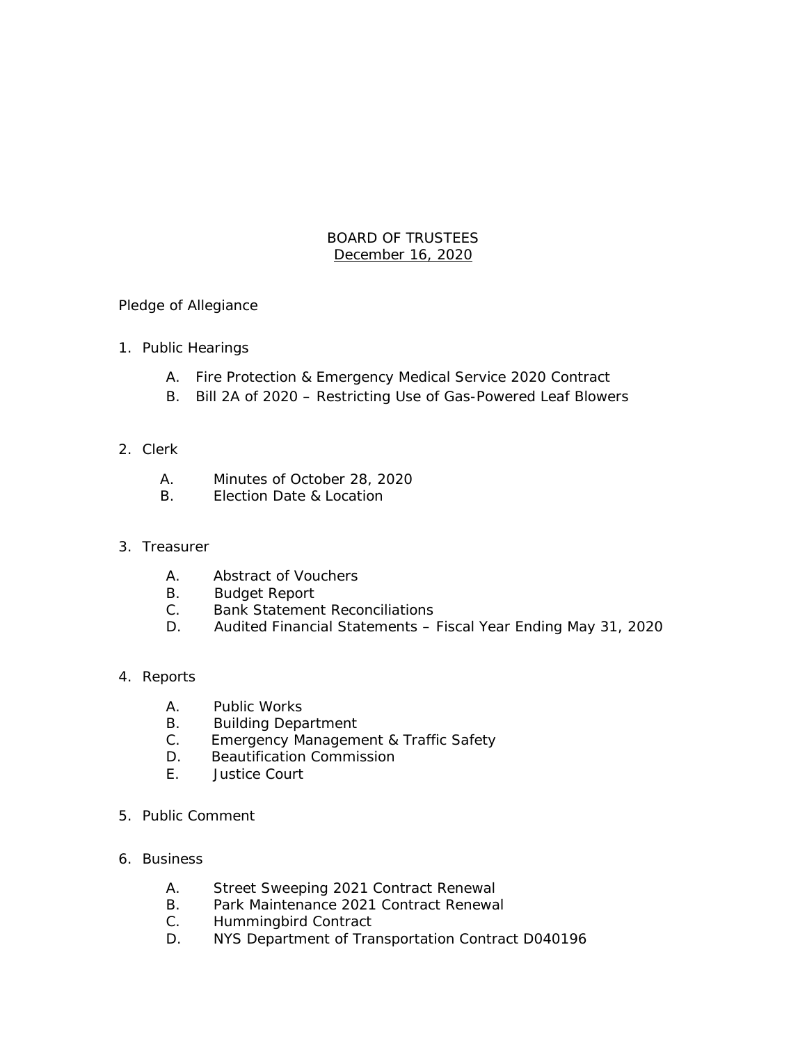# BOARD OF TRUSTEES
December 16, 2020

Pledge of Allegiance

1. Public Hearings

   A. Fire Protection & Emergency Medical Service 2020 Contract
   B. Bill 2A of 2020 – Restricting Use of Gas-Powered Leaf Blowers

2. Clerk

   A. Minutes of October 28, 2020
   B. Election Date & Location

3. Treasurer

   A. Abstract of Vouchers
   B. Budget Report
   C. Bank Statement Reconciliations
   D. Audited Financial Statements – Fiscal Year Ending May 31, 2020

4. Reports

   A. Public Works
   B. Building Department
   C. Emergency Management & Traffic Safety
   D. Beautification Commission
   E. Justice Court

5. Public Comment

6. Business

   A. Street Sweeping 2021 Contract Renewal
   B. Park Maintenance 2021 Contract Renewal
   C. Hummingbird Contract
   D. NYS Department of Transportation Contract D040196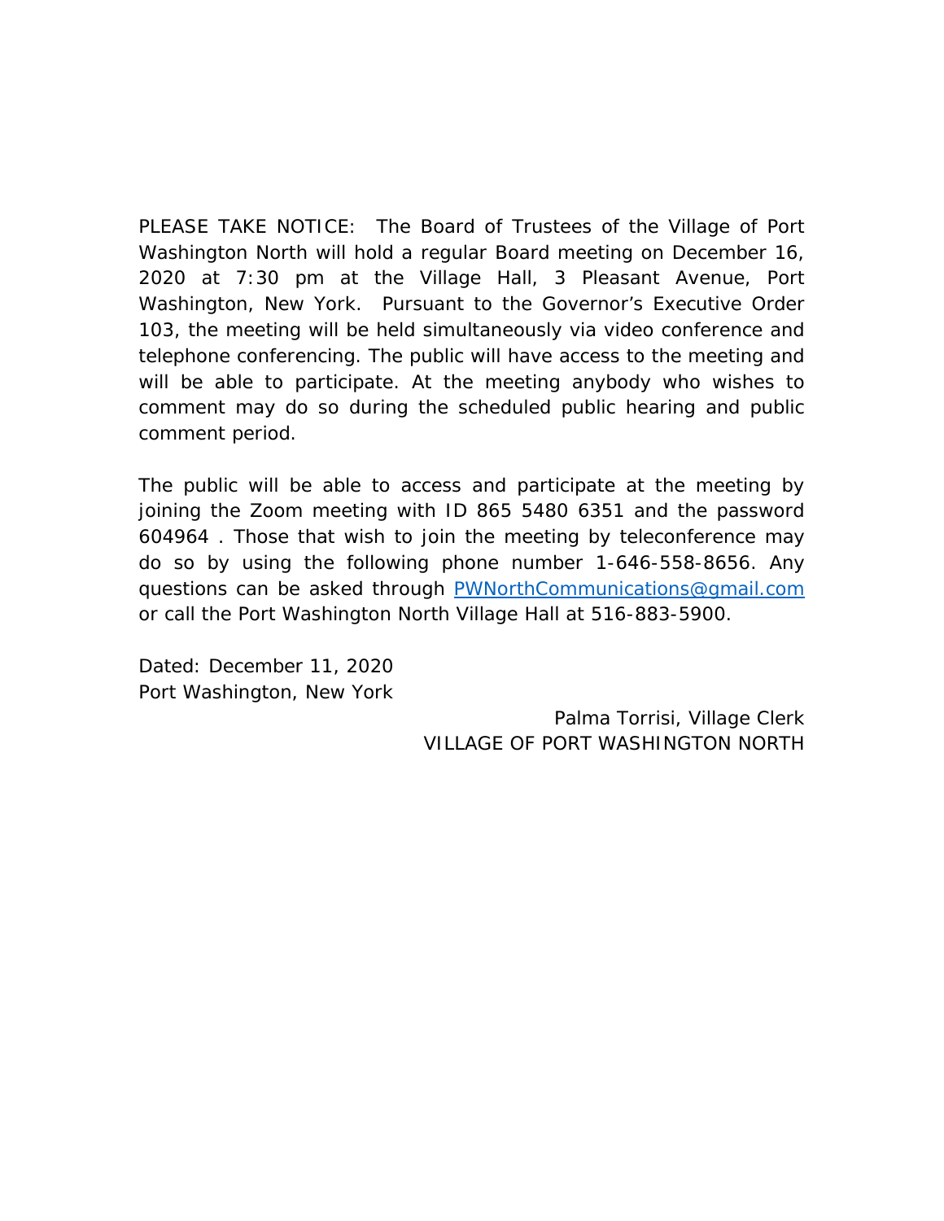PLEASE TAKE NOTICE: The Board of Trustees of the Village of Port Washington North will hold a regular Board meeting on December 16, 2020 at 7:30 pm at the Village Hall, 3 Pleasant Avenue, Port Washington, New York. Pursuant to the Governor's Executive Order 103, the meeting will be held simultaneously via video conference and telephone conferencing. The public will have access to the meeting and will be able to participate. At the meeting anybody who wishes to comment may do so during the scheduled public hearing and public comment period.

The public will be able to access and participate at the meeting by joining the Zoom meeting with ID 865 5480 6351 and the password 604964 . Those that wish to join the meeting by teleconference may do so by using the following phone number 1-646-558-8656. Any questions can be asked through PWNorthCommunications@gmail.com or call the Port Washington North Village Hall at 516-883-5900.

Dated: December 11, 2020
Port Washington, New York

Palma Torrisi, Village Clerk
VILLAGE OF PORT WASHINGTON NORTH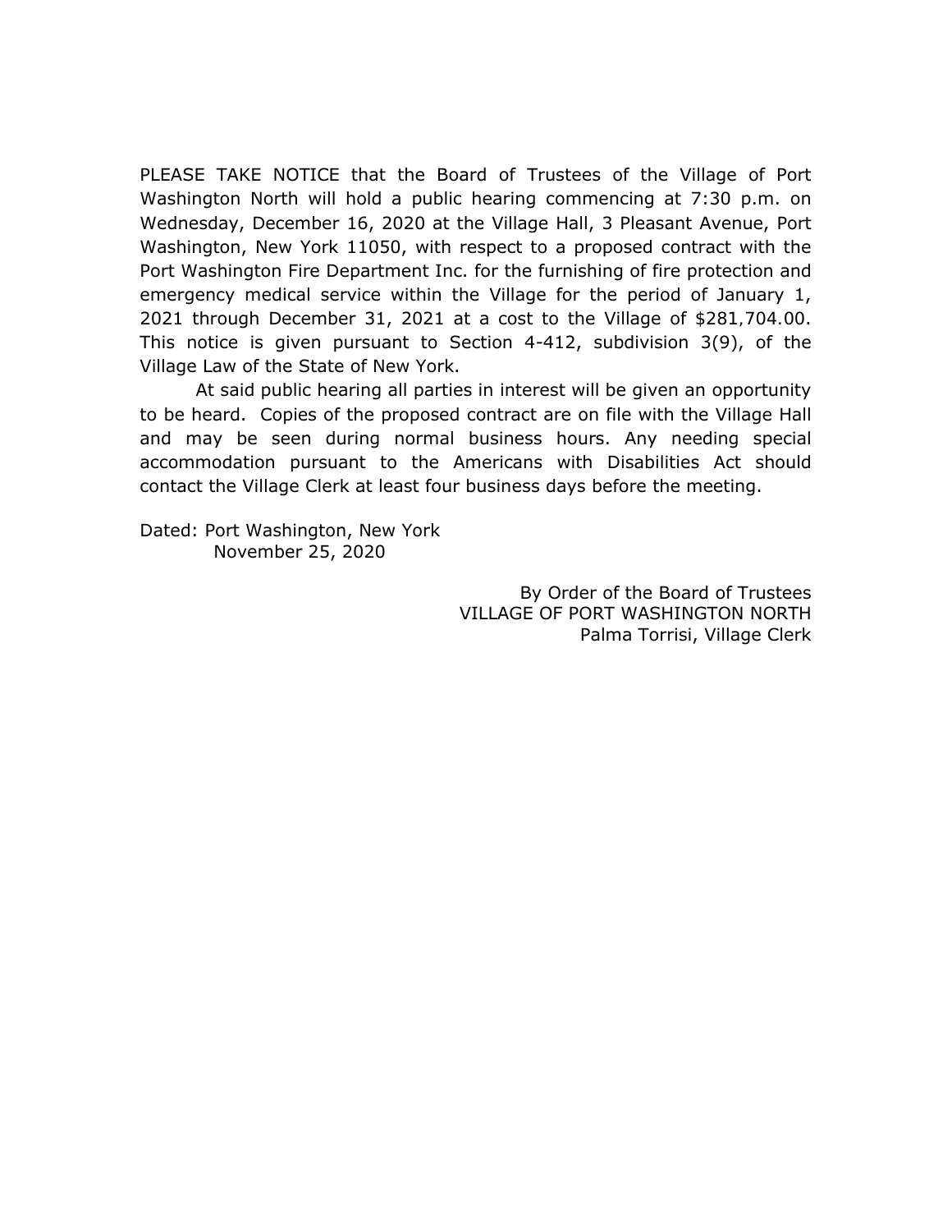PLEASE TAKE NOTICE that the Board of Trustees of the Village of Port Washington North will hold a public hearing commencing at 7:30 p.m. on Wednesday, December 16, 2020 at the Village Hall, 3 Pleasant Avenue, Port Washington, New York 11050, with respect to a proposed contract with the Port Washington Fire Department Inc. for the furnishing of fire protection and emergency medical service within the Village for the period of January 1, 2021 through December 31, 2021 at a cost to the Village of $281,704.00. This notice is given pursuant to Section 4-412, subdivision 3(9), of the Village Law of the State of New York.

At said public hearing all parties in interest will be given an opportunity to be heard. Copies of the proposed contract are on file with the Village Hall and may be seen during normal business hours. Any needing special accommodation pursuant to the Americans with Disabilities Act should contact the Village Clerk at least four business days before the meeting.

Dated: Port Washington, New York
November 25, 2020

By Order of the Board of Trustees
VILLAGE OF PORT WASHINGTON NORTH
Palma Torrisi, Village Clerk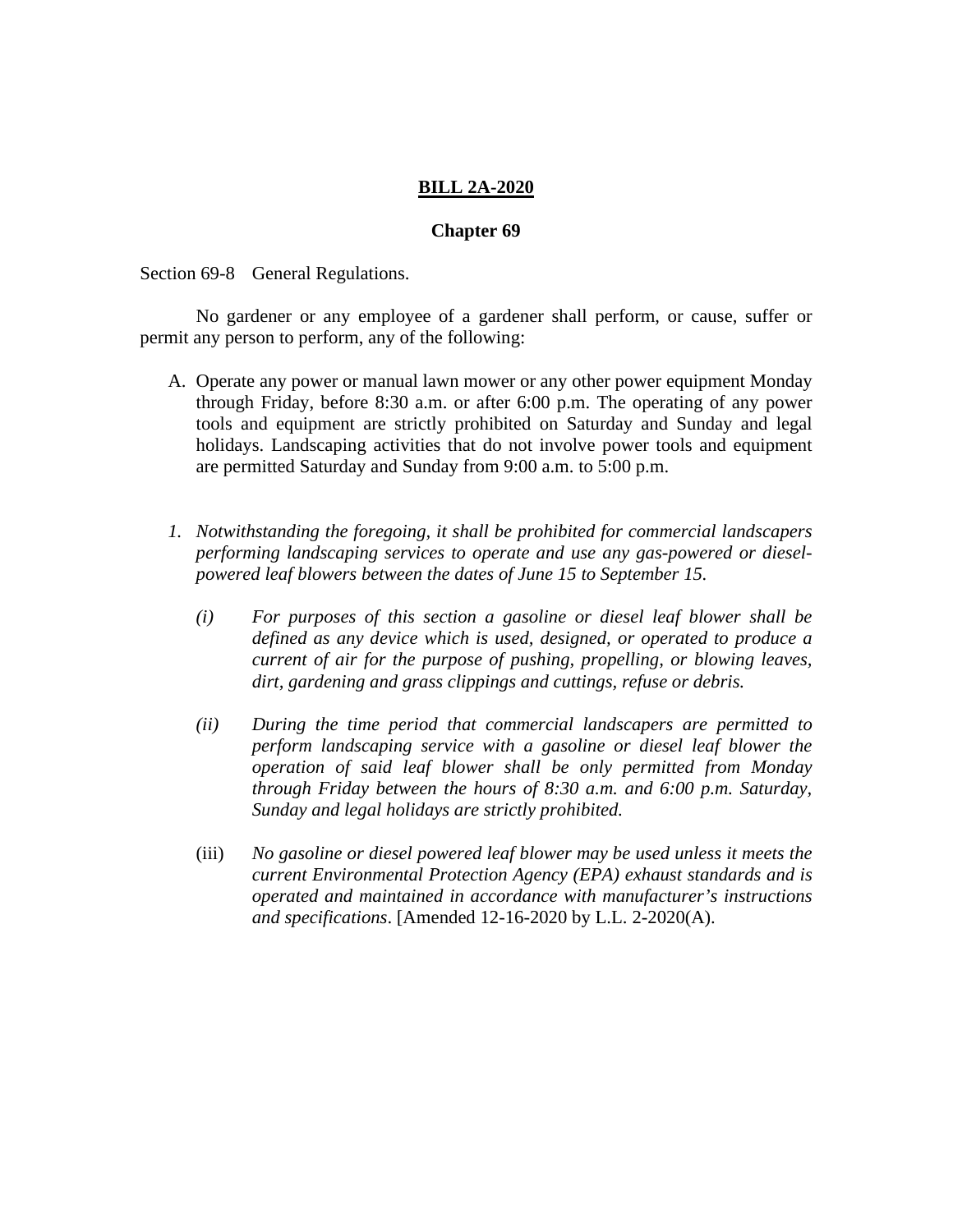**BILL 2A-2020**

**Chapter 69**

Section 69-8 General Regulations.

No gardener or any employee of a gardener shall perform, or cause, suffer or permit any person to perform, any of the following:

A. Operate any power or manual lawn mower or any other power equipment Monday through Friday, before 8:30 a.m. or after 6:00 p.m. The operating of any power tools and equipment are strictly prohibited on Saturday and Sunday and legal holidays. Landscaping activities that do not involve power tools and equipment are permitted Saturday and Sunday from 9:00 a.m. to 5:00 p.m.

1. *Notwithstanding the foregoing, it shall be prohibited for commercial landscapers performing landscaping services to operate and use any gas-powered or diesel-powered leaf blowers between the dates of June 15 to September 15.*

   *(i)* *For purposes of this section a gasoline or diesel leaf blower shall be defined as any device which is used, designed, or operated to produce a current of air for the purpose of pushing, propelling, or blowing leaves, dirt, gardening and grass clippings and cuttings, refuse or debris.*

   *(ii)* *During the time period that commercial landscapers are permitted to perform landscaping service with a gasoline or diesel leaf blower the operation of said leaf blower shall be only permitted from Monday through Friday between the hours of 8:30 a.m. and 6:00 p.m. Saturday, Sunday and legal holidays are strictly prohibited.*

   (iii) *No gasoline or diesel powered leaf blower may be used unless it meets the current Environmental Protection Agency (EPA) exhaust standards and is operated and maintained in accordance with manufacturer's instructions and specifications*. [Amended 12-16-2020 by L.L. 2-2020(A).